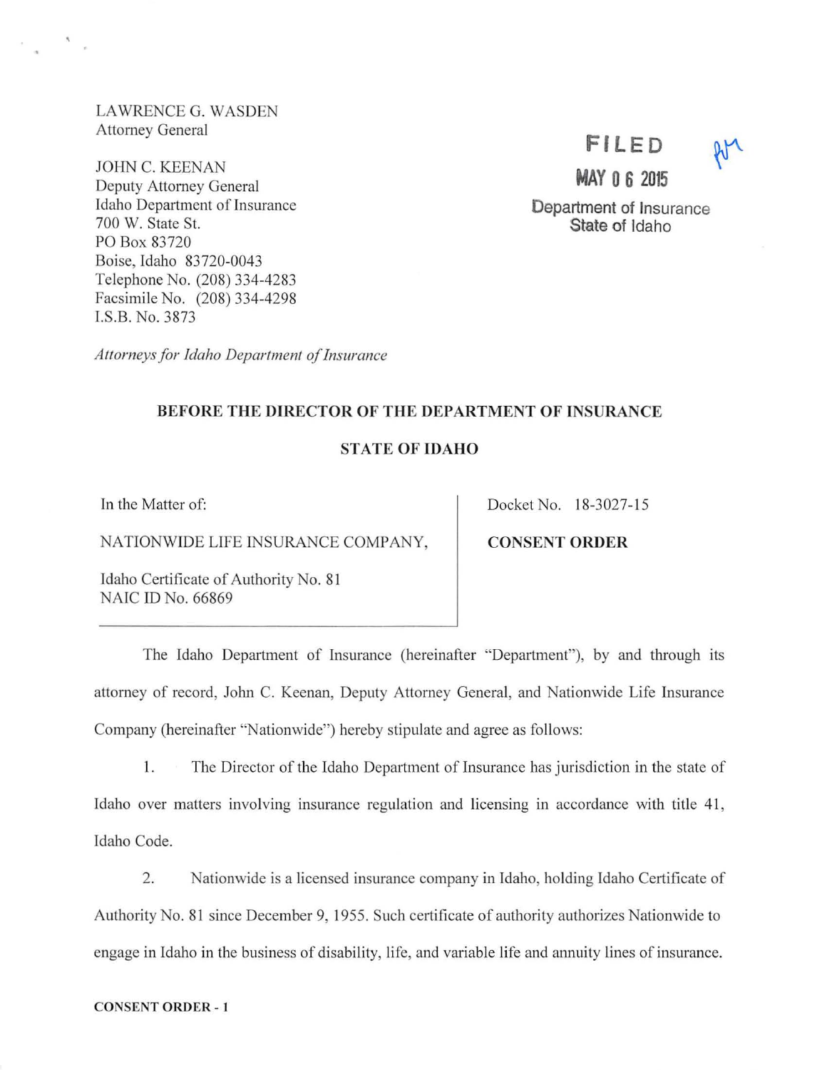LAWRENCE G. WASDEN
Attorney General

JOHN C. KEENAN
Deputy Attorney General
Idaho Department of Insurance
700 W. State St.
PO Box 83720
Boise, Idaho 83720-0043
Telephone No. (208) 334-4283
Facsimile No. (208) 334-4298
I.S.B. No. 3873

*Attorneys for Idaho Department of Insurance*

FILED
MAY 06 2015
Department of Insurance
State of Idaho

**BEFORE THE DIRECTOR OF THE DEPARTMENT OF INSURANCE**

**STATE OF IDAHO**

| In the Matter of: NATIONWIDE LIFE INSURANCE COMPANY, Idaho Certificate of Authority No. 81 NAIC ID No. 66869 | Docket No. 18-3027-15 **CONSENT ORDER** |
|---|---|

The Idaho Department of Insurance (hereinafter "Department"), by and through its attorney of record, John C. Keenan, Deputy Attorney General, and Nationwide Life Insurance Company (hereinafter "Nationwide") hereby stipulate and agree as follows:

1. The Director of the Idaho Department of Insurance has jurisdiction in the state of Idaho over matters involving insurance regulation and licensing in accordance with title 41, Idaho Code.

2. Nationwide is a licensed insurance company in Idaho, holding Idaho Certificate of Authority No. 81 since December 9, 1955. Such certificate of authority authorizes Nationwide to engage in Idaho in the business of disability, life, and variable life and annuity lines of insurance.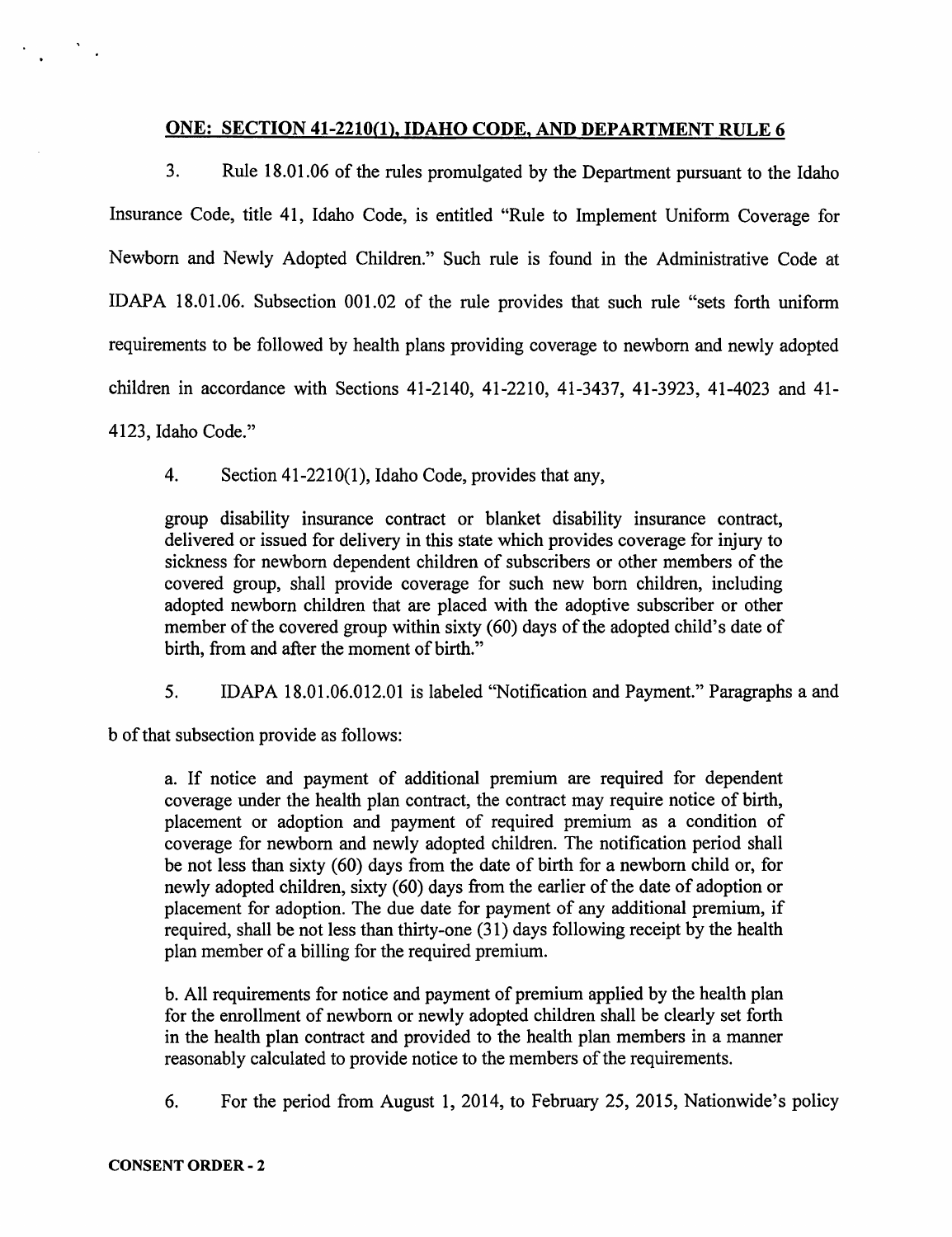## ONE: SECTION 41-2210(1), IDAHO CODE, AND DEPARTMENT RULE 6

3. Rule 18.01.06 of the rules promulgated by the Department pursuant to the Idaho Insurance Code, title 41, Idaho Code, is entitled "Rule to Implement Uniform Coverage for Newborn and Newly Adopted Children." Such rule is found in the Administrative Code at IDAPA 18.01.06. Subsection 001.02 of the rule provides that such rule "sets forth uniform requirements to be followed by health plans providing coverage to newborn and newly adopted children in accordance with Sections 41-2140, 41-2210, 41-3437, 41-3923, 41-4023 and 41-4123, Idaho Code."

4. Section 41-2210(1), Idaho Code, provides that any,

> group disability insurance contract or blanket disability insurance contract, delivered or issued for delivery in this state which provides coverage for injury to sickness for newborn dependent children of subscribers or other members of the covered group, shall provide coverage for such new born children, including adopted newborn children that are placed with the adoptive subscriber or other member of the covered group within sixty (60) days of the adopted child's date of birth, from and after the moment of birth."

5. IDAPA 18.01.06.012.01 is labeled "Notification and Payment." Paragraphs a and b of that subsection provide as follows:

> a. If notice and payment of additional premium are required for dependent coverage under the health plan contract, the contract may require notice of birth, placement or adoption and payment of required premium as a condition of coverage for newborn and newly adopted children. The notification period shall be not less than sixty (60) days from the date of birth for a newborn child or, for newly adopted children, sixty (60) days from the earlier of the date of adoption or placement for adoption. The due date for payment of any additional premium, if required, shall be not less than thirty-one (31) days following receipt by the health plan member of a billing for the required premium.
>
> b. All requirements for notice and payment of premium applied by the health plan for the enrollment of newborn or newly adopted children shall be clearly set forth in the health plan contract and provided to the health plan members in a manner reasonably calculated to provide notice to the members of the requirements.

6. For the period from August 1, 2014, to February 25, 2015, Nationwide's policy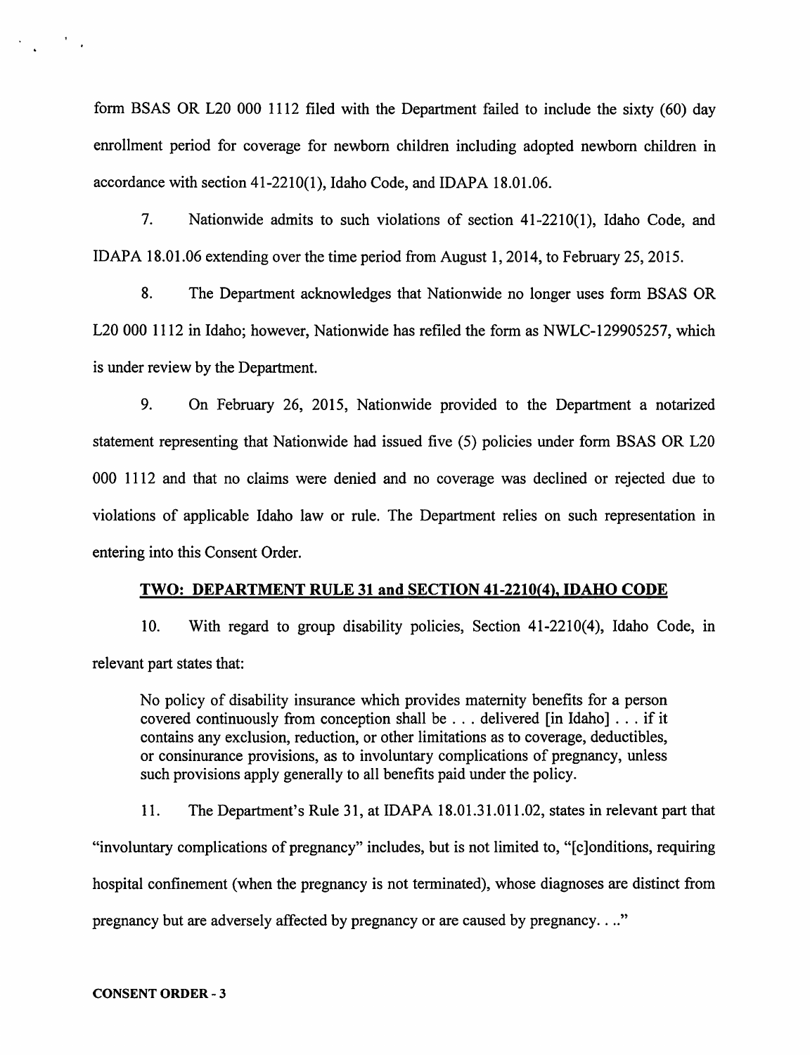form BSAS OR L20 000 1112 filed with the Department failed to include the sixty (60) day enrollment period for coverage for newborn children including adopted newborn children in accordance with section 41-2210(1), Idaho Code, and IDAPA 18.01.06.

7. Nationwide admits to such violations of section 41-2210(1), Idaho Code, and IDAPA 18.01.06 extending over the time period from August 1, 2014, to February 25, 2015.

8. The Department acknowledges that Nationwide no longer uses form BSAS OR L20 000 1112 in Idaho; however, Nationwide has refiled the form as NWLC-129905257, which is under review by the Department.

9. On February 26, 2015, Nationwide provided to the Department a notarized statement representing that Nationwide had issued five (5) policies under form BSAS OR L20 000 1112 and that no claims were denied and no coverage was declined or rejected due to violations of applicable Idaho law or rule. The Department relies on such representation in entering into this Consent Order.

**TWO: DEPARTMENT RULE 31 and SECTION 41-2210(4), IDAHO CODE**

10. With regard to group disability policies, Section 41-2210(4), Idaho Code, in relevant part states that:

> No policy of disability insurance which provides maternity benefits for a person covered continuously from conception shall be . . . delivered [in Idaho] . . . if it contains any exclusion, reduction, or other limitations as to coverage, deductibles, or consinurance provisions, as to involuntary complications of pregnancy, unless such provisions apply generally to all benefits paid under the policy.

11. The Department's Rule 31, at IDAPA 18.01.31.011.02, states in relevant part that "involuntary complications of pregnancy" includes, but is not limited to, "[c]onditions, requiring hospital confinement (when the pregnancy is not terminated), whose diagnoses are distinct from pregnancy but are adversely affected by pregnancy or are caused by pregnancy. . .."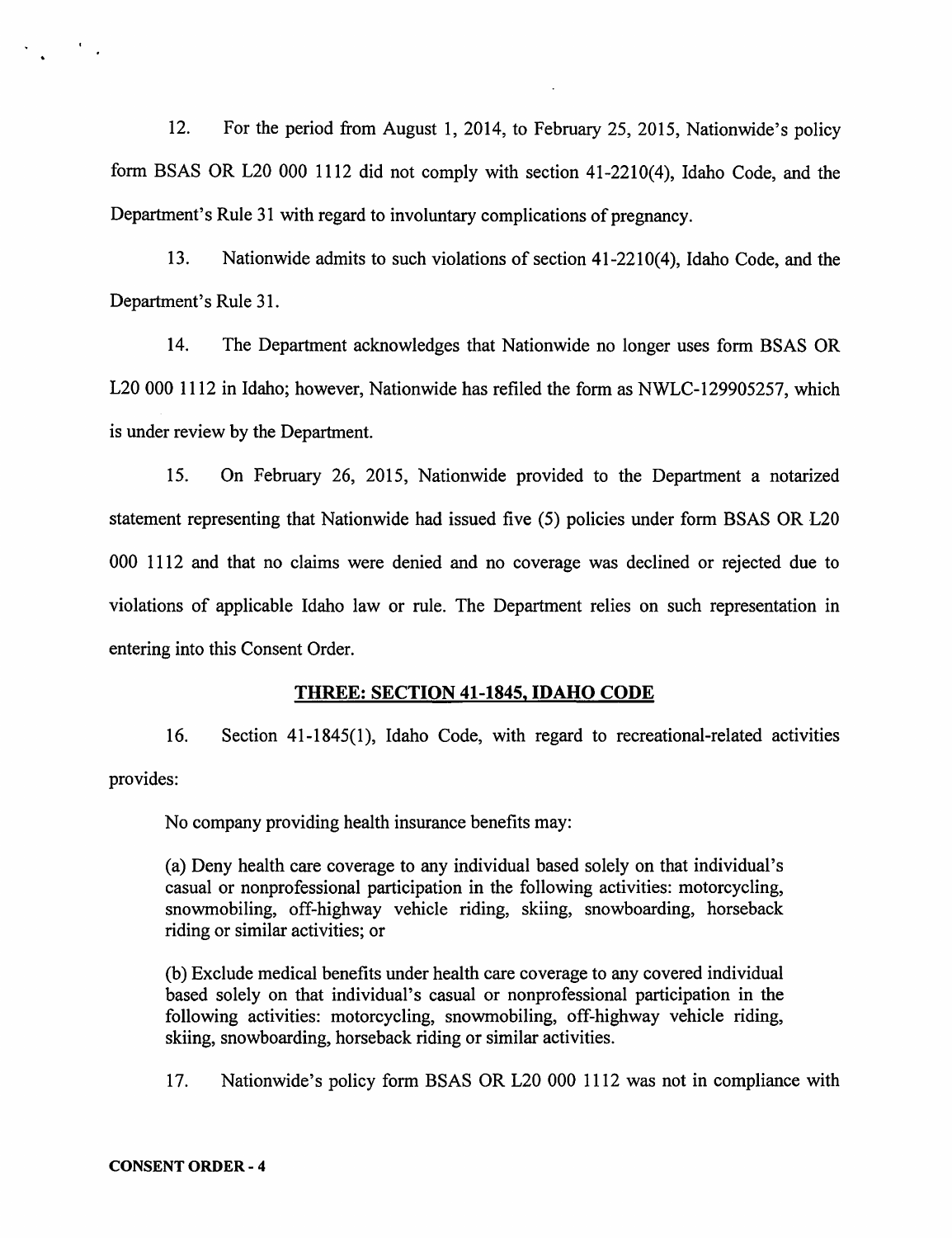12. For the period from August 1, 2014, to February 25, 2015, Nationwide's policy form BSAS OR L20 000 1112 did not comply with section 41-2210(4), Idaho Code, and the Department's Rule 31 with regard to involuntary complications of pregnancy.

13. Nationwide admits to such violations of section 41-2210(4), Idaho Code, and the Department's Rule 31.

14. The Department acknowledges that Nationwide no longer uses form BSAS OR L20 000 1112 in Idaho; however, Nationwide has refiled the form as NWLC-129905257, which is under review by the Department.

15. On February 26, 2015, Nationwide provided to the Department a notarized statement representing that Nationwide had issued five (5) policies under form BSAS OR L20 000 1112 and that no claims were denied and no coverage was declined or rejected due to violations of applicable Idaho law or rule. The Department relies on such representation in entering into this Consent Order.

## THREE: SECTION 41-1845, IDAHO CODE

16. Section 41-1845(1), Idaho Code, with regard to recreational-related activities provides:

> No company providing health insurance benefits may:
>
> (a) Deny health care coverage to any individual based solely on that individual's casual or nonprofessional participation in the following activities: motorcycling, snowmobiling, off-highway vehicle riding, skiing, snowboarding, horseback riding or similar activities; or
>
> (b) Exclude medical benefits under health care coverage to any covered individual based solely on that individual's casual or nonprofessional participation in the following activities: motorcycling, snowmobiling, off-highway vehicle riding, skiing, snowboarding, horseback riding or similar activities.

17. Nationwide's policy form BSAS OR L20 000 1112 was not in compliance with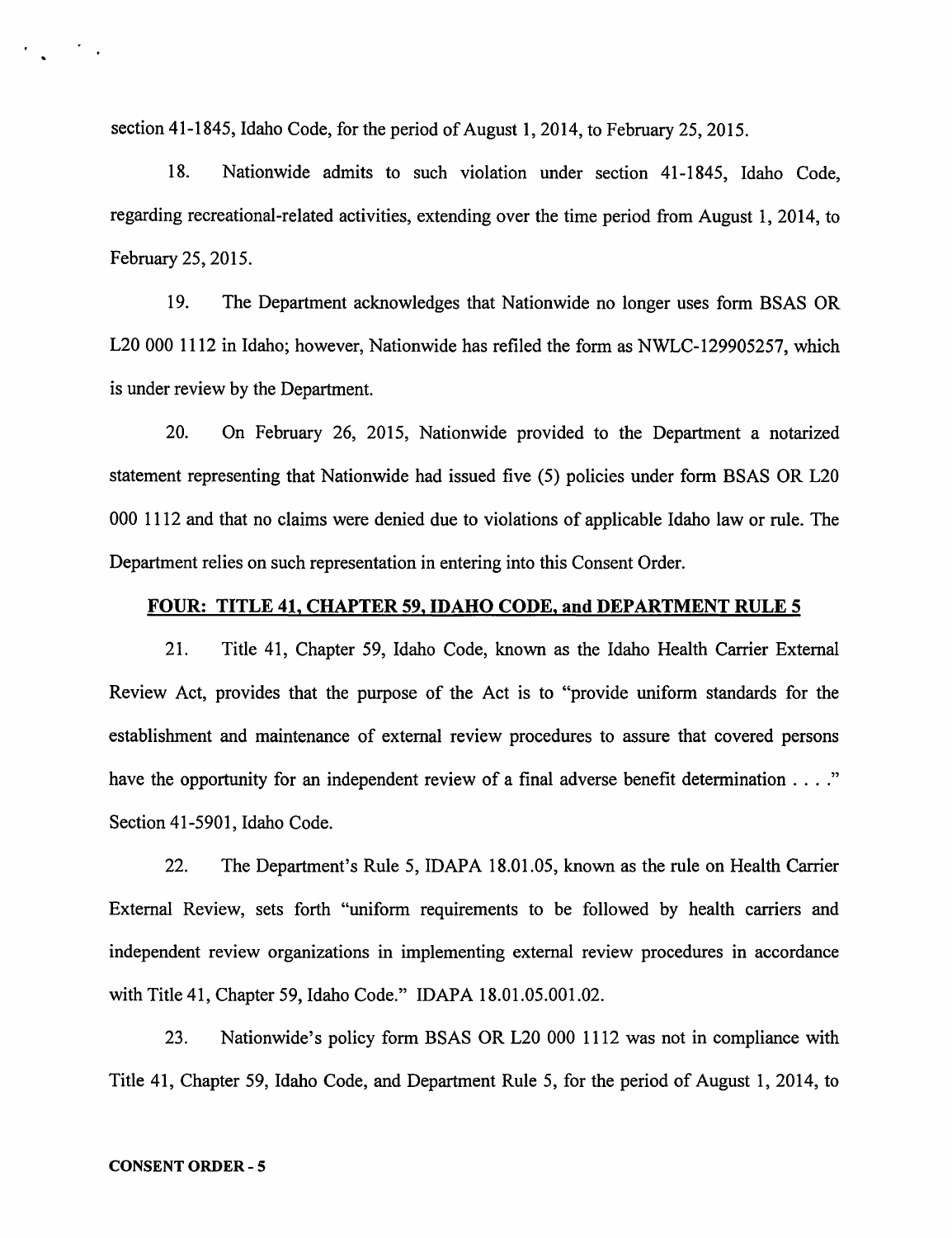section 41-1845, Idaho Code, for the period of August 1, 2014, to February 25, 2015.

18. Nationwide admits to such violation under section 41-1845, Idaho Code, regarding recreational-related activities, extending over the time period from August 1, 2014, to February 25, 2015.

19. The Department acknowledges that Nationwide no longer uses form BSAS OR L20 000 1112 in Idaho; however, Nationwide has refiled the form as NWLC-129905257, which is under review by the Department.

20. On February 26, 2015, Nationwide provided to the Department a notarized statement representing that Nationwide had issued five (5) policies under form BSAS OR L20 000 1112 and that no claims were denied due to violations of applicable Idaho law or rule. The Department relies on such representation in entering into this Consent Order.

## FOUR: TITLE 41, CHAPTER 59, IDAHO CODE, and DEPARTMENT RULE 5

21. Title 41, Chapter 59, Idaho Code, known as the Idaho Health Carrier External Review Act, provides that the purpose of the Act is to "provide uniform standards for the establishment and maintenance of external review procedures to assure that covered persons have the opportunity for an independent review of a final adverse benefit determination . . . ." Section 41-5901, Idaho Code.

22. The Department's Rule 5, IDAPA 18.01.05, known as the rule on Health Carrier External Review, sets forth "uniform requirements to be followed by health carriers and independent review organizations in implementing external review procedures in accordance with Title 41, Chapter 59, Idaho Code." IDAPA 18.01.05.001.02.

23. Nationwide's policy form BSAS OR L20 000 1112 was not in compliance with Title 41, Chapter 59, Idaho Code, and Department Rule 5, for the period of August 1, 2014, to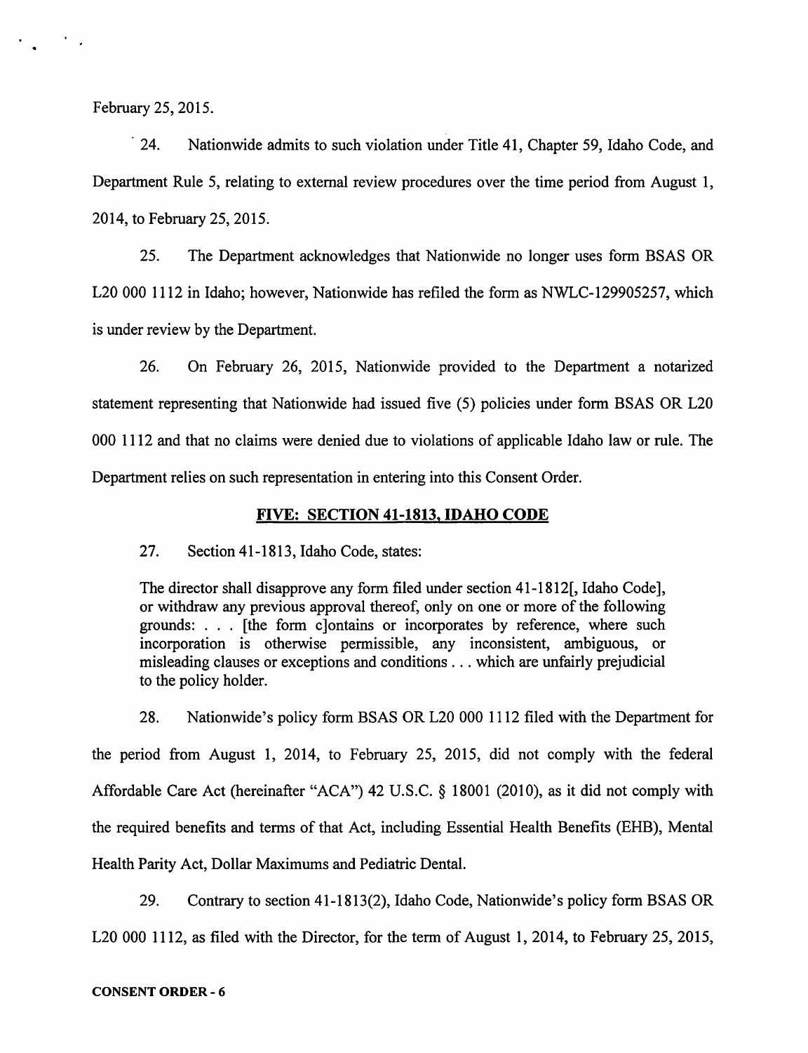February 25, 2015.

24. Nationwide admits to such violation under Title 41, Chapter 59, Idaho Code, and Department Rule 5, relating to external review procedures over the time period from August 1, 2014, to February 25, 2015.

25. The Department acknowledges that Nationwide no longer uses form BSAS OR L20 000 1112 in Idaho; however, Nationwide has refiled the form as NWLC-129905257, which is under review by the Department.

26. On February 26, 2015, Nationwide provided to the Department a notarized statement representing that Nationwide had issued five (5) policies under form BSAS OR L20 000 1112 and that no claims were denied due to violations of applicable Idaho law or rule. The Department relies on such representation in entering into this Consent Order.

## FIVE: SECTION 41-1813, IDAHO CODE

27. Section 41-1813, Idaho Code, states:

> The director shall disapprove any form filed under section 41-1812[, Idaho Code], or withdraw any previous approval thereof, only on one or more of the following grounds: . . . [the form c]ontains or incorporates by reference, where such incorporation is otherwise permissible, any inconsistent, ambiguous, or misleading clauses or exceptions and conditions . . . which are unfairly prejudicial to the policy holder.

28. Nationwide's policy form BSAS OR L20 000 1112 filed with the Department for the period from August 1, 2014, to February 25, 2015, did not comply with the federal Affordable Care Act (hereinafter "ACA") 42 U.S.C. § 18001 (2010), as it did not comply with the required benefits and terms of that Act, including Essential Health Benefits (EHB), Mental Health Parity Act, Dollar Maximums and Pediatric Dental.

29. Contrary to section 41-1813(2), Idaho Code, Nationwide's policy form BSAS OR L20 000 1112, as filed with the Director, for the term of August 1, 2014, to February 25, 2015,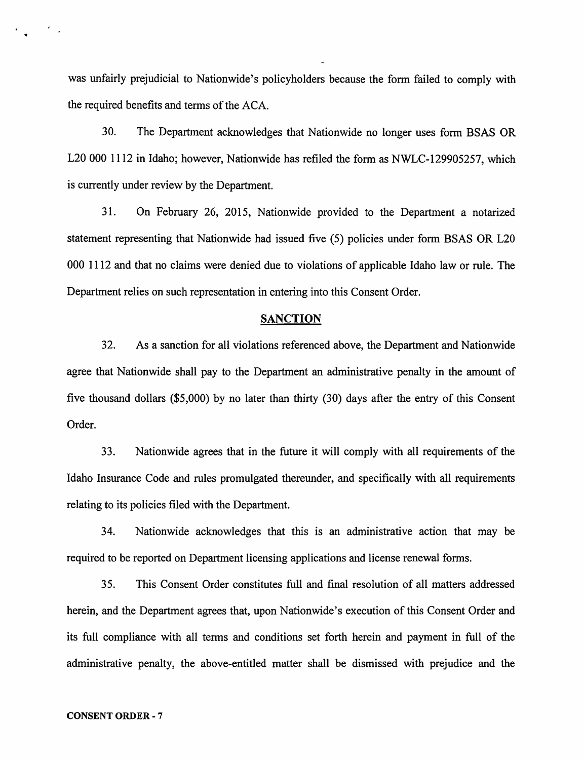was unfairly prejudicial to Nationwide's policyholders because the form failed to comply with the required benefits and terms of the ACA.

30. The Department acknowledges that Nationwide no longer uses form BSAS OR L20 000 1112 in Idaho; however, Nationwide has refiled the form as NWLC-129905257, which is currently under review by the Department.

31. On February 26, 2015, Nationwide provided to the Department a notarized statement representing that Nationwide had issued five (5) policies under form BSAS OR L20 000 1112 and that no claims were denied due to violations of applicable Idaho law or rule. The Department relies on such representation in entering into this Consent Order.

## SANCTION

32. As a sanction for all violations referenced above, the Department and Nationwide agree that Nationwide shall pay to the Department an administrative penalty in the amount of five thousand dollars ($5,000) by no later than thirty (30) days after the entry of this Consent Order.

33. Nationwide agrees that in the future it will comply with all requirements of the Idaho Insurance Code and rules promulgated thereunder, and specifically with all requirements relating to its policies filed with the Department.

34. Nationwide acknowledges that this is an administrative action that may be required to be reported on Department licensing applications and license renewal forms.

35. This Consent Order constitutes full and final resolution of all matters addressed herein, and the Department agrees that, upon Nationwide's execution of this Consent Order and its full compliance with all terms and conditions set forth herein and payment in full of the administrative penalty, the above-entitled matter shall be dismissed with prejudice and the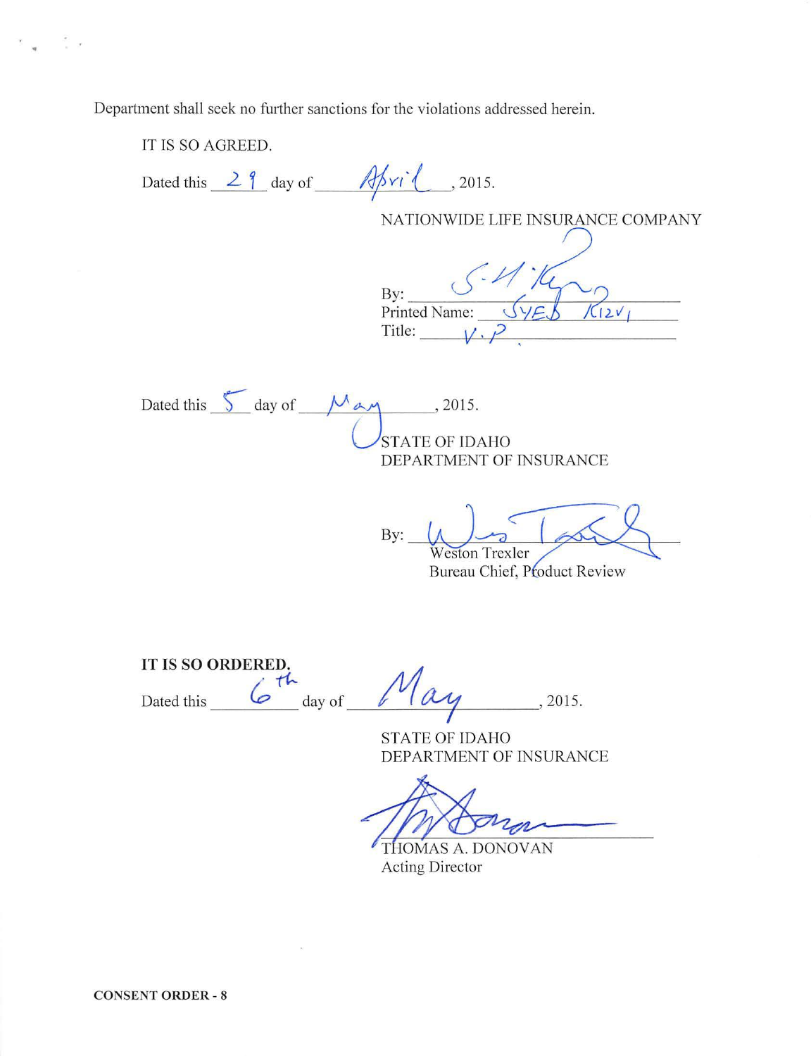Department shall seek no further sanctions for the violations addressed herein.

IT IS SO AGREED.

Dated this 29 day of April, 2015.

NATIONWIDE LIFE INSURANCE COMPANY

By: ______________________________
Printed Name: SYED RIZVI
Title: V.P.

Dated this 5 day of May, 2015.

STATE OF IDAHO
DEPARTMENT OF INSURANCE

By: ______________________________
Weston Trexler
Bureau Chief, Product Review

**IT IS SO ORDERED.**

Dated this 6th day of May, 2015.

STATE OF IDAHO
DEPARTMENT OF INSURANCE

______________________________
THOMAS A. DONOVAN
Acting Director

**CONSENT ORDER - 8**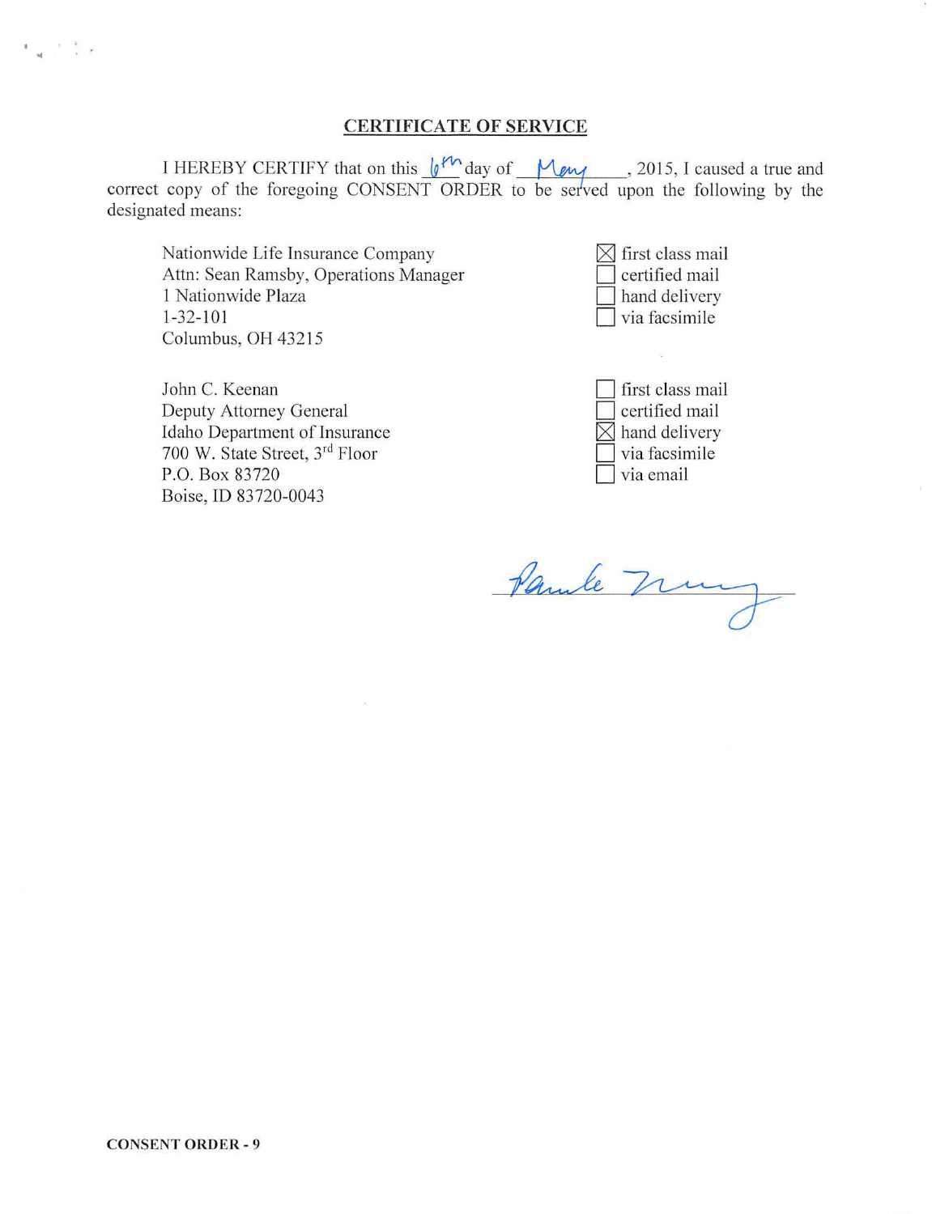## CERTIFICATE OF SERVICE

I HEREBY CERTIFY that on this 6th day of May, 2015, I caused a true and correct copy of the foregoing CONSENT ORDER to be served upon the following by the designated means:

| | |
|---|---|
| Nationwide Life Insurance Company<br>Attn: Sean Ramsby, Operations Manager<br>1 Nationwide Plaza<br>1-32-101<br>Columbus, OH 43215 | ☒ first class mail<br>☐ certified mail<br>☐ hand delivery<br>☐ via facsimile |
| John C. Keenan<br>Deputy Attorney General<br>Idaho Department of Insurance<br>700 W. State Street, 3rd Floor<br>P.O. Box 83720<br>Boise, ID 83720-0043 | ☐ first class mail<br>☐ certified mail<br>☒ hand delivery<br>☐ via facsimile<br>☐ via email |

[Signature]

**CONSENT ORDER - 9**